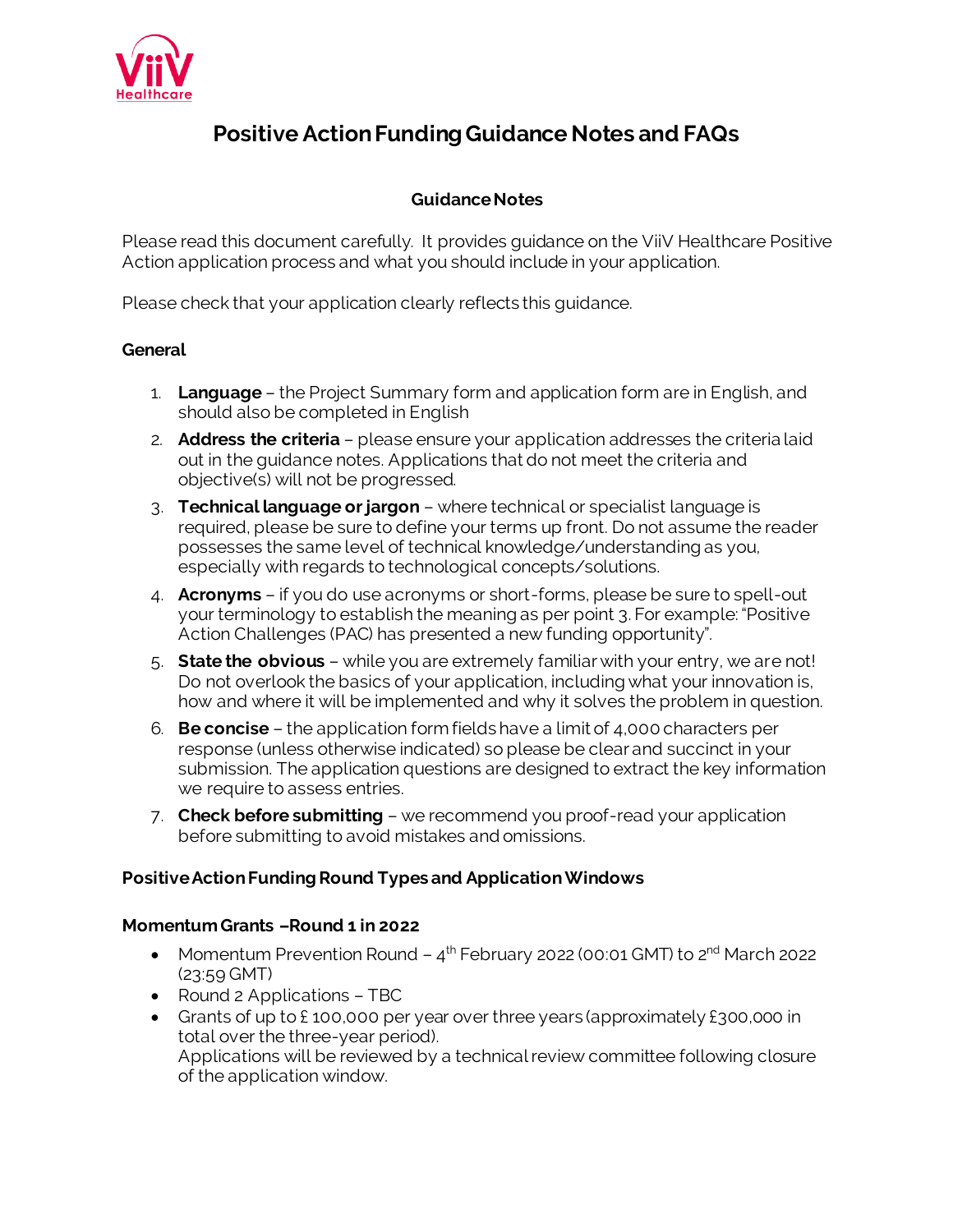# Positive Action Funding Guidance Notes and FAQs

## Guidance Notes

Please read this document carefully. It provides guidance on the ViiV Healthcare Positive Action application process and what you should include in your application.

Please check that your application clearly reflects this guidance.

### General

1. **Language** – the Project Summary form and application form are in English, and should also be completed in English
2. **Address the criteria** – please ensure your application addresses the criteria laid out in the guidance notes. Applications that do not meet the criteria and objective(s) will not be progressed.
3. **Technical language or jargon** – where technical or specialist language is required, please be sure to define your terms up front. Do not assume the reader possesses the same level of technical knowledge/understanding as you, especially with regards to technological concepts/solutions.
4. **Acronyms** – if you do use acronyms or short-forms, please be sure to spell-out your terminology to establish the meaning as per point 3. For example: "Positive Action Challenges (PAC) has presented a new funding opportunity".
5. **State the obvious** – while you are extremely familiar with your entry, we are not! Do not overlook the basics of your application, including what your innovation is, how and where it will be implemented and why it solves the problem in question.
6. **Be concise** – the application form fields have a limit of 4,000 characters per response (unless otherwise indicated) so please be clear and succinct in your submission. The application questions are designed to extract the key information we require to assess entries.
7. **Check before submitting** – we recommend you proof-read your application before submitting to avoid mistakes and omissions.

### Positive Action Funding Round Types and Application Windows

### Momentum Grants – Round 1 in 2022

- Momentum Prevention Round – 4th February 2022 (00:01 GMT) to 2nd March 2022 (23:59 GMT)
- Round 2 Applications – TBC
- Grants of up to £ 100,000 per year over three years (approximately £300,000 in total over the three-year period).
  Applications will be reviewed by a technical review committee following closure of the application window.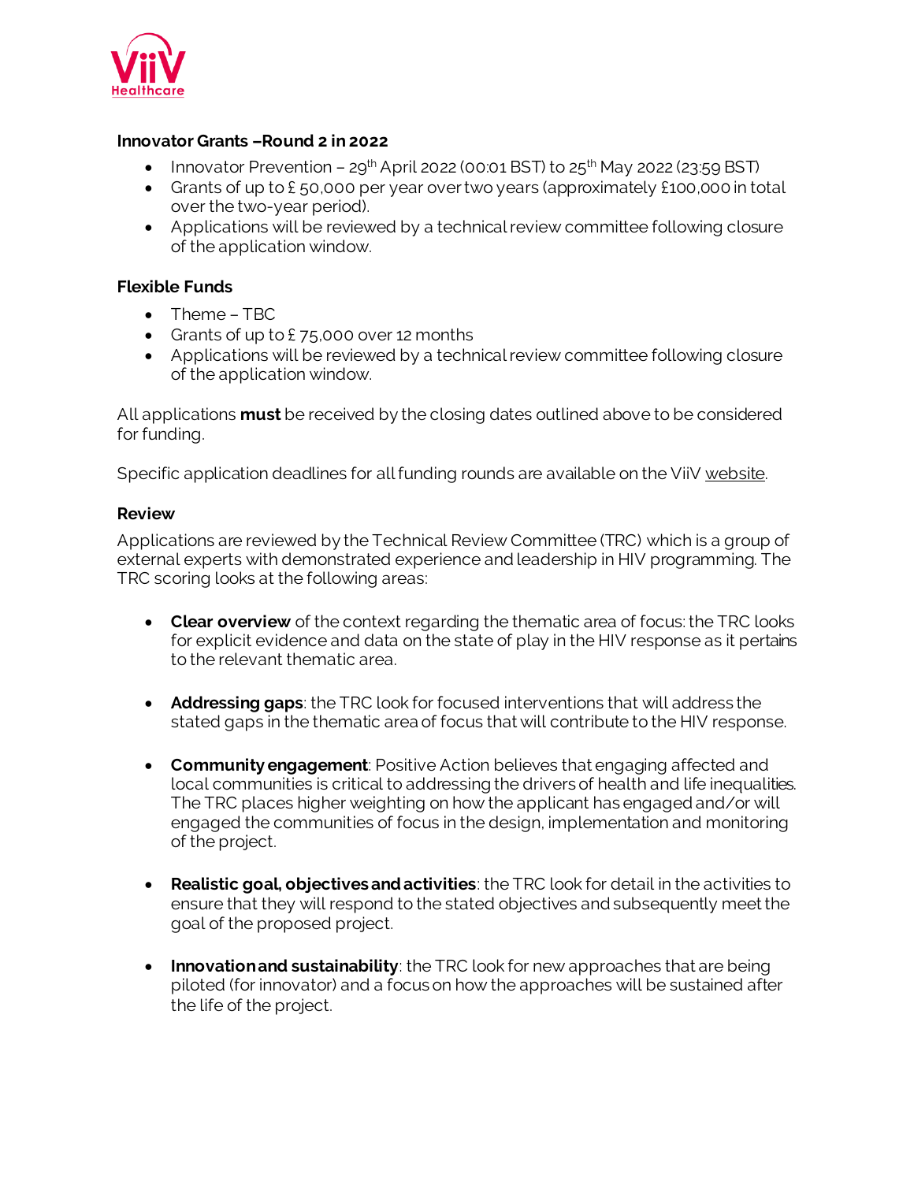**Innovator Grants –Round 2 in 2022**

- Innovator Prevention – 29th April 2022 (00:01 BST) to 25th May 2022 (23:59 BST)
- Grants of up to £ 50,000 per year over two years (approximately £100,000 in total over the two-year period).
- Applications will be reviewed by a technical review committee following closure of the application window.

**Flexible Funds**

- Theme – TBC
- Grants of up to £ 75,000 over 12 months
- Applications will be reviewed by a technical review committee following closure of the application window.

All applications **must** be received by the closing dates outlined above to be considered for funding.

Specific application deadlines for all funding rounds are available on the ViiV website.

**Review**

Applications are reviewed by the Technical Review Committee (TRC) which is a group of external experts with demonstrated experience and leadership in HIV programming. The TRC scoring looks at the following areas:

- **Clear overview** of the context regarding the thematic area of focus: the TRC looks for explicit evidence and data on the state of play in the HIV response as it pertains to the relevant thematic area.

- **Addressing gaps**: the TRC look for focused interventions that will address the stated gaps in the thematic area of focus that will contribute to the HIV response.

- **Community engagement**: Positive Action believes that engaging affected and local communities is critical to addressing the drivers of health and life inequalities. The TRC places higher weighting on how the applicant has engaged and/or will engaged the communities of focus in the design, implementation and monitoring of the project.

- **Realistic goal, objectives and activities**: the TRC look for detail in the activities to ensure that they will respond to the stated objectives and subsequently meet the goal of the proposed project.

- **Innovation and sustainability**: the TRC look for new approaches that are being piloted (for innovator) and a focus on how the approaches will be sustained after the life of the project.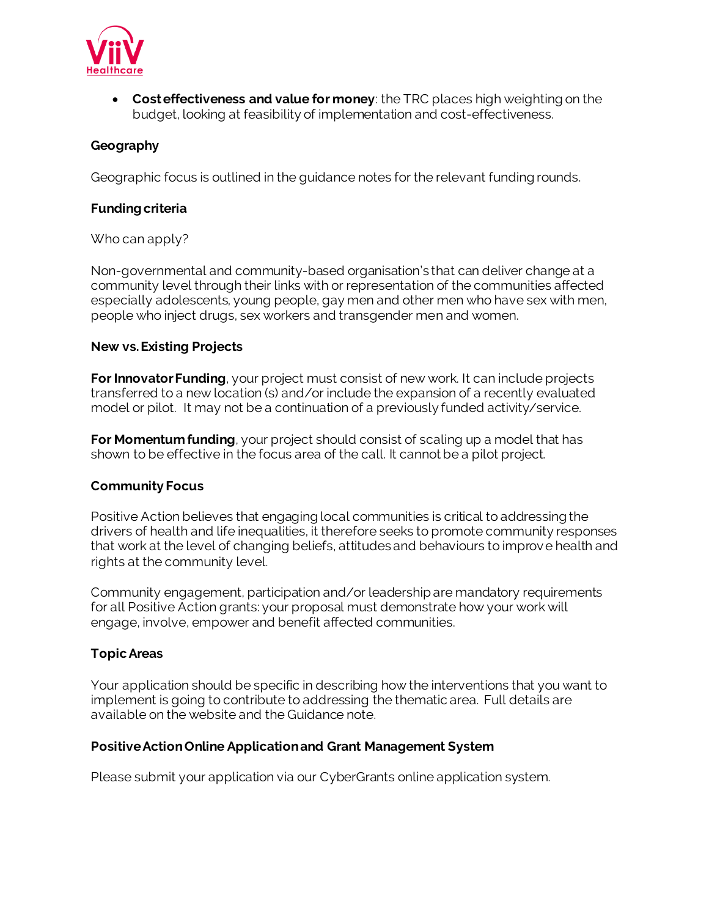- **Cost effectiveness and value for money**: the TRC places high weighting on the budget, looking at feasibility of implementation and cost-effectiveness.

### Geography

Geographic focus is outlined in the guidance notes for the relevant funding rounds.

### Funding criteria

Who can apply?

Non-governmental and community-based organisation's that can deliver change at a community level through their links with or representation of the communities affected especially adolescents, young people, gay men and other men who have sex with men, people who inject drugs, sex workers and transgender men and women.

### New vs. Existing Projects

**For Innovator Funding**, your project must consist of new work. It can include projects transferred to a new location (s) and/or include the expansion of a recently evaluated model or pilot.  It may not be a continuation of a previously funded activity/service.

**For Momentum funding**, your project should consist of scaling up a model that has shown to be effective in the focus area of the call. It cannot be a pilot project.

### Community Focus

Positive Action believes that engaging local communities is critical to addressing the drivers of health and life inequalities, it therefore seeks to promote community responses that work at the level of changing beliefs, attitudes and behaviours to improve health and rights at the community level.

Community engagement, participation and/or leadership are mandatory requirements for all Positive Action grants: your proposal must demonstrate how your work will engage, involve, empower and benefit affected communities.

### Topic Areas

Your application should be specific in describing how the interventions that you want to implement is going to contribute to addressing the thematic area.  Full details are available on the website and the Guidance note.

### Positive Action Online Application and Grant Management System

Please submit your application via our CyberGrants online application system.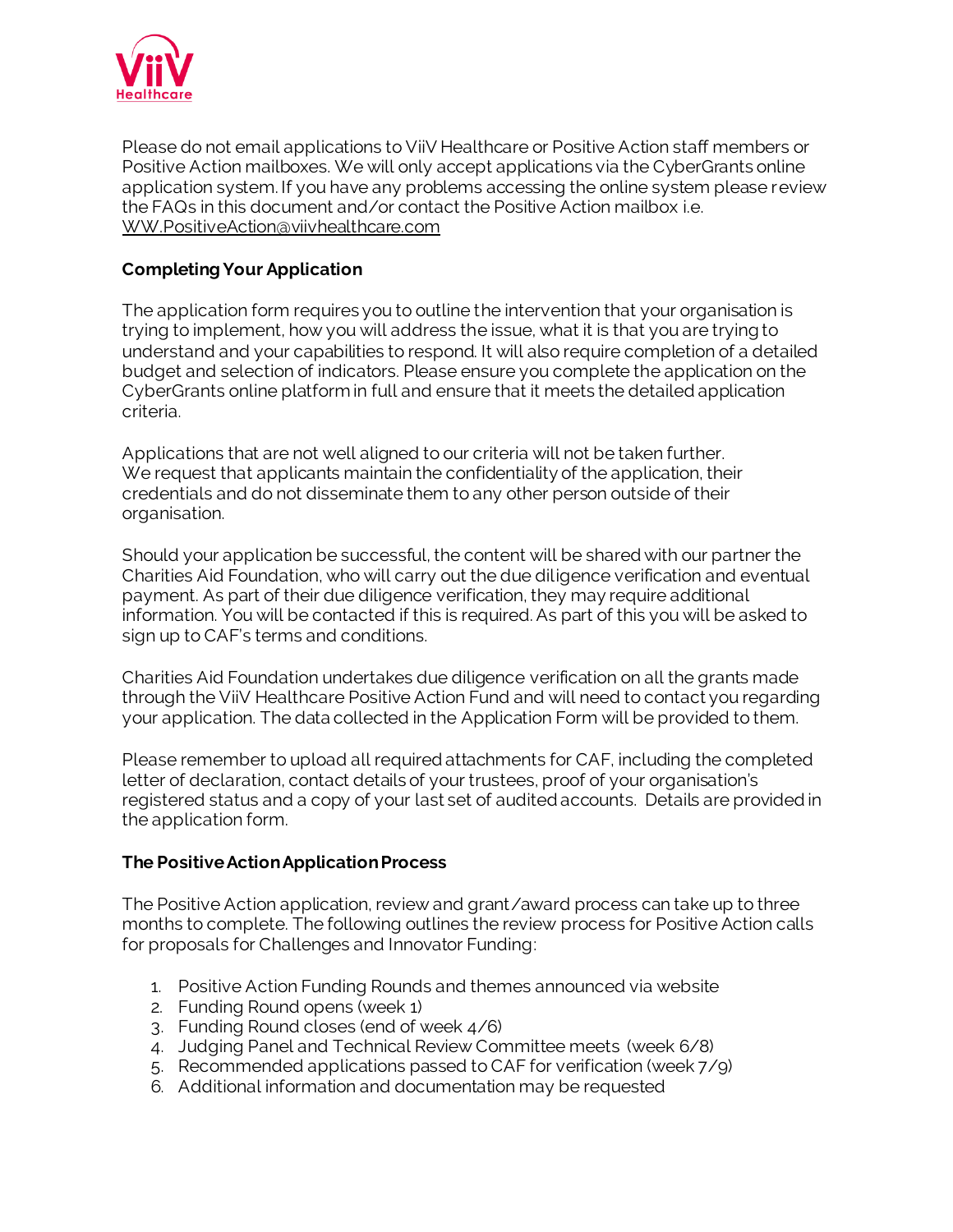Please do not email applications to ViiV Healthcare or Positive Action staff members or Positive Action mailboxes. We will only accept applications via the CyberGrants online application system. If you have any problems accessing the online system please review the FAQs in this document and/or contact the Positive Action mailbox i.e. WW.PositiveAction@viivhealthcare.com

**Completing Your Application**

The application form requires you to outline the intervention that your organisation is trying to implement, how you will address the issue, what it is that you are trying to understand and your capabilities to respond. It will also require completion of a detailed budget and selection of indicators. Please ensure you complete the application on the CyberGrants online platform in full and ensure that it meets the detailed application criteria.

Applications that are not well aligned to our criteria will not be taken further. We request that applicants maintain the confidentiality of the application, their credentials and do not disseminate them to any other person outside of their organisation.

Should your application be successful, the content will be shared with our partner the Charities Aid Foundation, who will carry out the due diligence verification and eventual payment. As part of their due diligence verification, they may require additional information. You will be contacted if this is required. As part of this you will be asked to sign up to CAF's terms and conditions.

Charities Aid Foundation undertakes due diligence verification on all the grants made through the ViiV Healthcare Positive Action Fund and will need to contact you regarding your application. The data collected in the Application Form will be provided to them.

Please remember to upload all required attachments for CAF, including the completed letter of declaration, contact details of your trustees, proof of your organisation's registered status and a copy of your last set of audited accounts. Details are provided in the application form.

**The Positive Action Application Process**

The Positive Action application, review and grant/award process can take up to three months to complete. The following outlines the review process for Positive Action calls for proposals for Challenges and Innovator Funding:

1. Positive Action Funding Rounds and themes announced via website
2. Funding Round opens (week 1)
3. Funding Round closes (end of week 4/6)
4. Judging Panel and Technical Review Committee meets (week 6/8)
5. Recommended applications passed to CAF for verification (week 7/9)
6. Additional information and documentation may be requested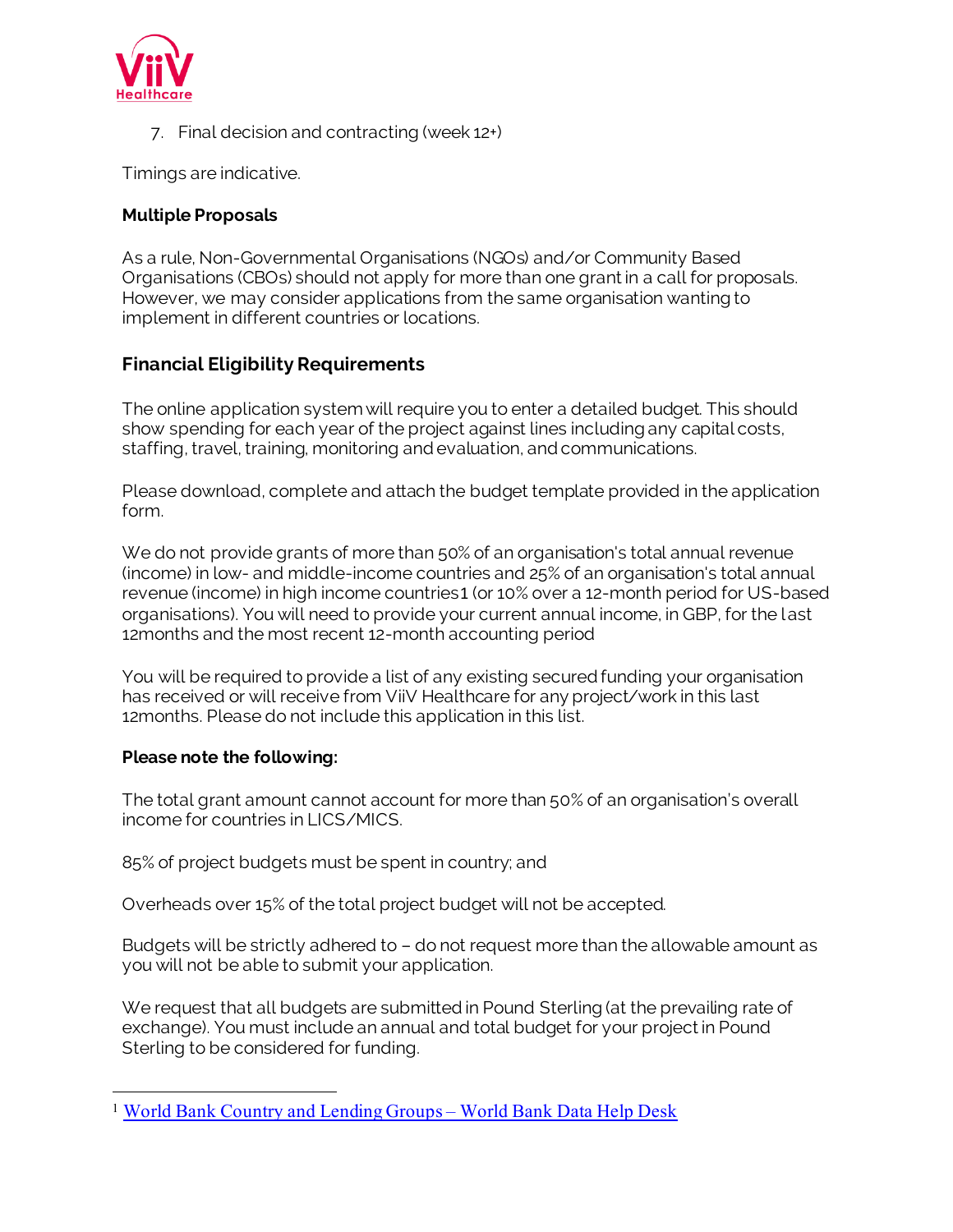7. Final decision and contracting (week 12+)

Timings are indicative.

**Multiple Proposals**

As a rule, Non-Governmental Organisations (NGOs) and/or Community Based Organisations (CBOs) should not apply for more than one grant in a call for proposals. However, we may consider applications from the same organisation wanting to implement in different countries or locations.

## Financial Eligibility Requirements

The online application system will require you to enter a detailed budget. This should show spending for each year of the project against lines including any capital costs, staffing, travel, training, monitoring and evaluation, and communications.

Please download, complete and attach the budget template provided in the application form.

We do not provide grants of more than 50% of an organisation's total annual revenue (income) in low- and middle-income countries and 25% of an organisation's total annual revenue (income) in high income countries[1] (or 10% over a 12-month period for US-based organisations). You will need to provide your current annual income, in GBP, for the last 12months and the most recent 12-month accounting period

You will be required to provide a list of any existing secured funding your organisation has received or will receive from ViiV Healthcare for any project/work in this last 12months. Please do not include this application in this list.

**Please note the following:**

The total grant amount cannot account for more than 50% of an organisation's overall income for countries in LICS/MICS.

85% of project budgets must be spent in country; and

Overheads over 15% of the total project budget will not be accepted.

Budgets will be strictly adhered to – do not request more than the allowable amount as you will not be able to submit your application.

We request that all budgets are submitted in Pound Sterling (at the prevailing rate of exchange). You must include an annual and total budget for your project in Pound Sterling to be considered for funding.

[1] World Bank Country and Lending Groups – World Bank Data Help Desk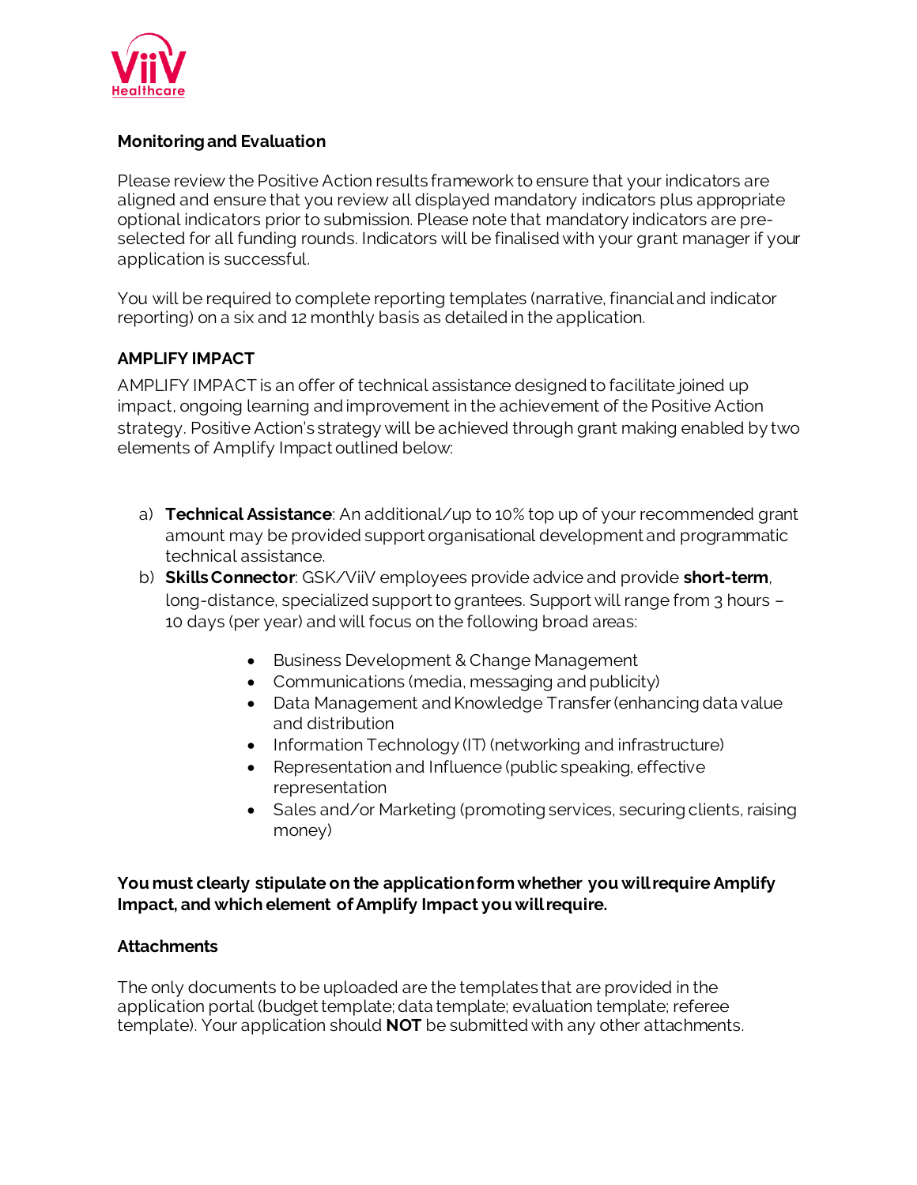## Monitoring and Evaluation

Please review the Positive Action results framework to ensure that your indicators are aligned and ensure that you review all displayed mandatory indicators plus appropriate optional indicators prior to submission. Please note that mandatory indicators are pre-selected for all funding rounds. Indicators will be finalised with your grant manager if your application is successful.

You will be required to complete reporting templates (narrative, financial and indicator reporting) on a six and 12 monthly basis as detailed in the application.

## AMPLIFY IMPACT

AMPLIFY IMPACT is an offer of technical assistance designed to facilitate joined up impact, ongoing learning and improvement in the achievement of the Positive Action strategy. Positive Action's strategy will be achieved through grant making enabled by two elements of Amplify Impact outlined below:

a) **Technical Assistance**: An additional/up to 10% top up of your recommended grant amount may be provided support organisational development and programmatic technical assistance.
b) **Skills Connector**: GSK/ViiV employees provide advice and provide **short-term**, long-distance, specialized support to grantees. Support will range from 3 hours – 10 days (per year) and will focus on the following broad areas:
    - Business Development & Change Management
    - Communications (media, messaging and publicity)
    - Data Management and Knowledge Transfer (enhancing data value and distribution
    - Information Technology (IT) (networking and infrastructure)
    - Representation and Influence (public speaking, effective representation
    - Sales and/or Marketing (promoting services, securing clients, raising money)

**You must clearly stipulate on the application form whether you will require Amplify Impact, and which element of Amplify Impact you will require.**

## Attachments

The only documents to be uploaded are the templates that are provided in the application portal (budget template; data template; evaluation template; referee template). Your application should **NOT** be submitted with any other attachments.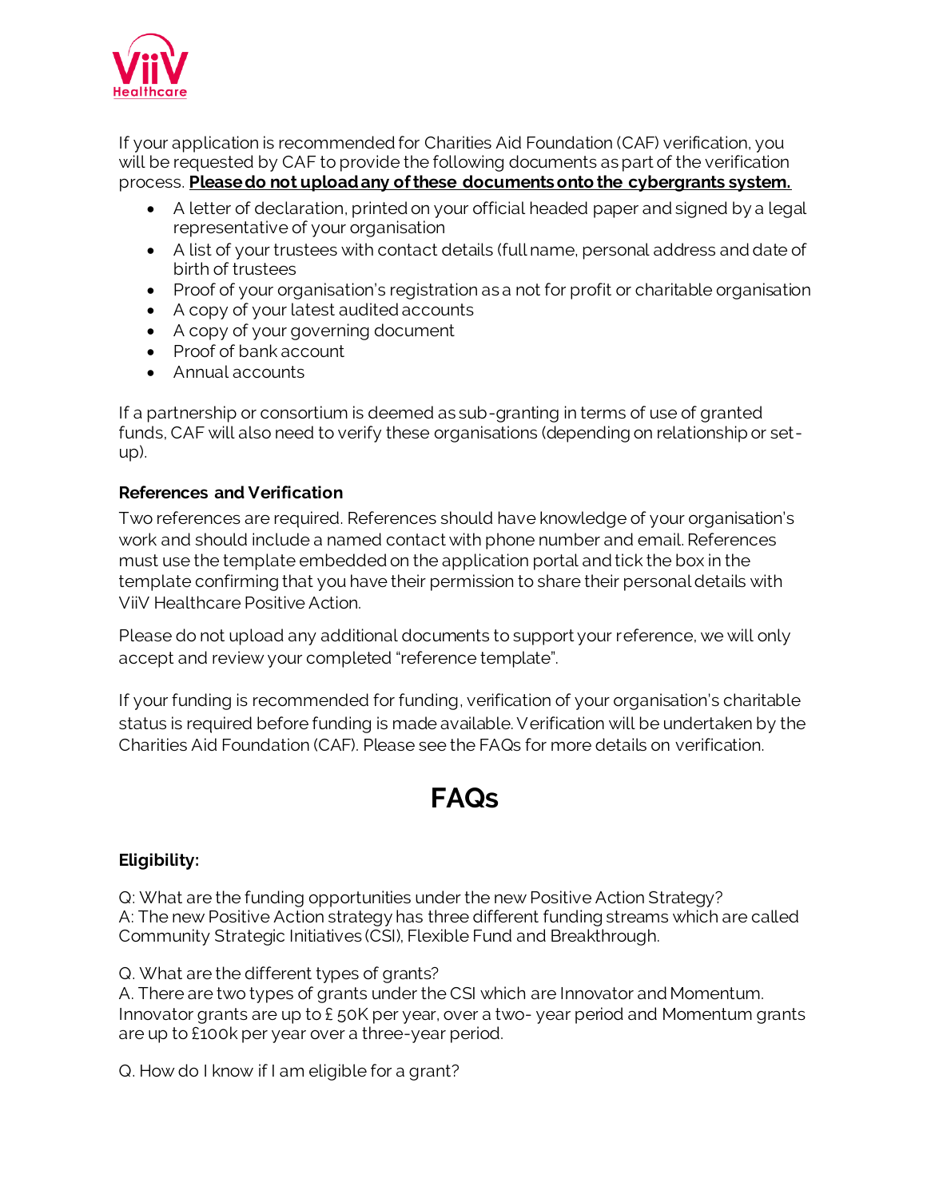If your application is recommended for Charities Aid Foundation (CAF) verification, you will be requested by CAF to provide the following documents as part of the verification process. **Please do not upload any of these documents onto the cybergrants system.**

- A letter of declaration, printed on your official headed paper and signed by a legal representative of your organisation
- A list of your trustees with contact details (full name, personal address and date of birth of trustees
- Proof of your organisation's registration as a not for profit or charitable organisation
- A copy of your latest audited accounts
- A copy of your governing document
- Proof of bank account
- Annual accounts

If a partnership or consortium is deemed as sub-granting in terms of use of granted funds, CAF will also need to verify these organisations (depending on relationship or set-up).

**References and Verification**

Two references are required. References should have knowledge of your organisation's work and should include a named contact with phone number and email. References must use the template embedded on the application portal and tick the box in the template confirming that you have their permission to share their personal details with ViiV Healthcare Positive Action.

Please do not upload any additional documents to support your reference, we will only accept and review your completed "reference template".

If your funding is recommended for funding, verification of your organisation's charitable status is required before funding is made available. Verification will be undertaken by the Charities Aid Foundation (CAF). Please see the FAQs for more details on verification.

# FAQs

**Eligibility:**

Q: What are the funding opportunities under the new Positive Action Strategy?
A: The new Positive Action strategy has three different funding streams which are called Community Strategic Initiatives (CSI), Flexible Fund and Breakthrough.

Q. What are the different types of grants?
A. There are two types of grants under the CSI which are Innovator and Momentum. Innovator grants are up to £ 50K per year, over a two- year period and Momentum grants are up to £100k per year over a three-year period.

Q. How do I know if I am eligible for a grant?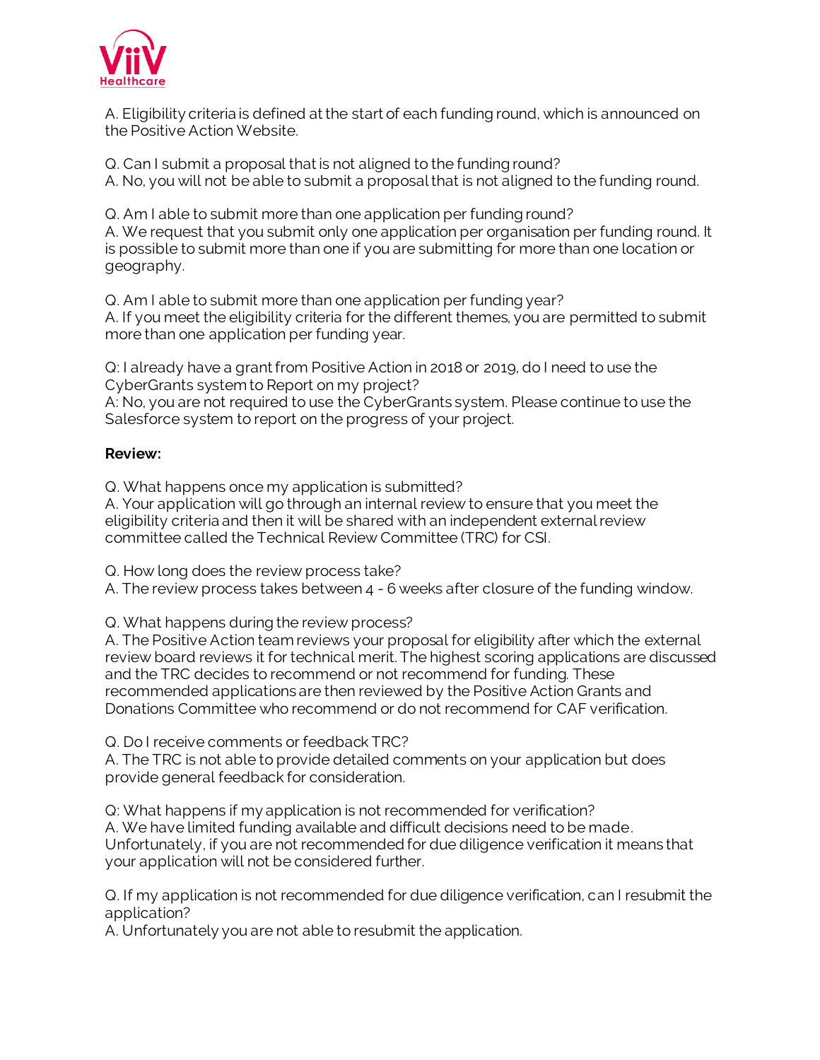A. Eligibility criteria is defined at the start of each funding round, which is announced on the Positive Action Website.

Q. Can I submit a proposal that is not aligned to the funding round?
A. No, you will not be able to submit a proposal that is not aligned to the funding round.

Q. Am I able to submit more than one application per funding round?
A. We request that you submit only one application per organisation per funding round. It is possible to submit more than one if you are submitting for more than one location or geography.

Q. Am I able to submit more than one application per funding year?
A. If you meet the eligibility criteria for the different themes, you are permitted to submit more than one application per funding year.

Q: I already have a grant from Positive Action in 2018 or 2019, do I need to use the CyberGrants system to Report on my project?
A: No, you are not required to use the CyberGrants system. Please continue to use the Salesforce system to report on the progress of your project.

**Review:**

Q. What happens once my application is submitted?
A. Your application will go through an internal review to ensure that you meet the eligibility criteria and then it will be shared with an independent external review committee called the Technical Review Committee (TRC) for CSI.

Q. How long does the review process take?
A. The review process takes between 4 - 6 weeks after closure of the funding window.

Q. What happens during the review process?
A. The Positive Action team reviews your proposal for eligibility after which the external review board reviews it for technical merit. The highest scoring applications are discussed and the TRC decides to recommend or not recommend for funding. These recommended applications are then reviewed by the Positive Action Grants and Donations Committee who recommend or do not recommend for CAF verification.

Q. Do I receive comments or feedback TRC?
A. The TRC is not able to provide detailed comments on your application but does provide general feedback for consideration.

Q: What happens if my application is not recommended for verification?
A. We have limited funding available and difficult decisions need to be made. Unfortunately, if you are not recommended for due diligence verification it means that your application will not be considered further.

Q. If my application is not recommended for due diligence verification, can I resubmit the application?
A. Unfortunately you are not able to resubmit the application.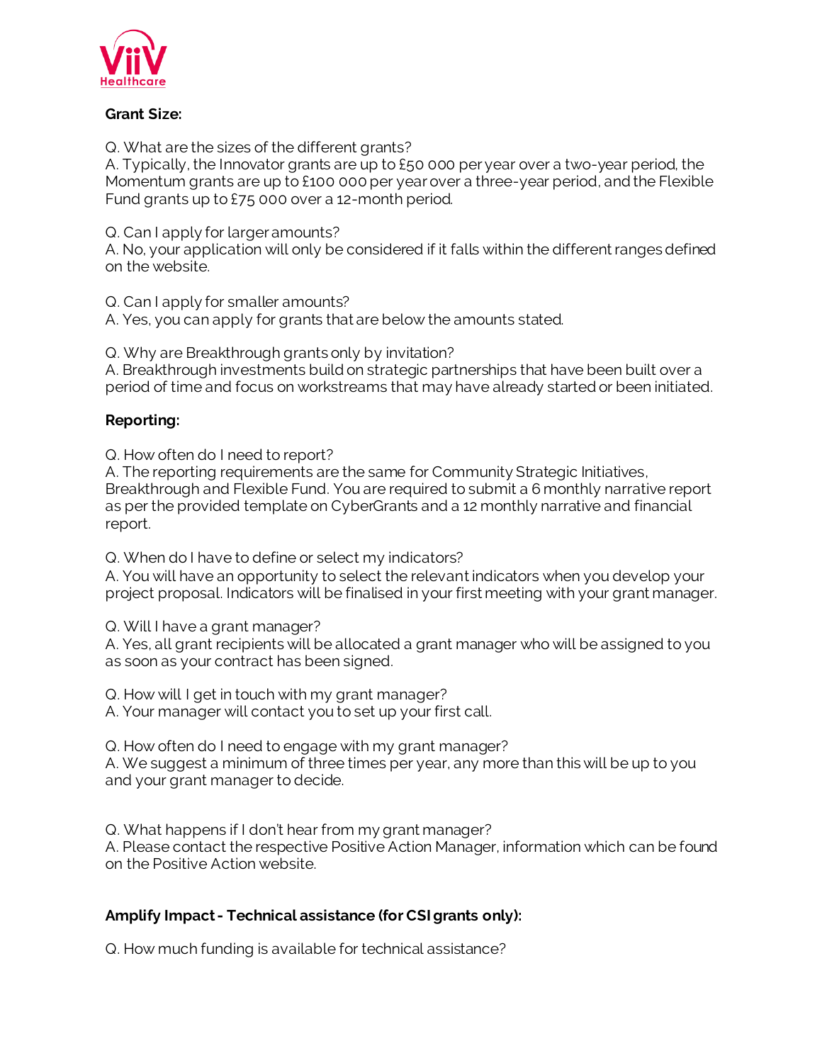**Grant Size:**

Q. What are the sizes of the different grants?
A. Typically, the Innovator grants are up to £50 000 per year over a two-year period, the Momentum grants are up to £100 000 per year over a three-year period, and the Flexible Fund grants up to £75 000 over a 12-month period.

Q. Can I apply for larger amounts?
A. No, your application will only be considered if it falls within the different ranges defined on the website.

Q. Can I apply for smaller amounts?
A. Yes, you can apply for grants that are below the amounts stated.

Q. Why are Breakthrough grants only by invitation?
A. Breakthrough investments build on strategic partnerships that have been built over a period of time and focus on workstreams that may have already started or been initiated.

**Reporting:**

Q. How often do I need to report?
A. The reporting requirements are the same for Community Strategic Initiatives, Breakthrough and Flexible Fund. You are required to submit a 6 monthly narrative report as per the provided template on CyberGrants and a 12 monthly narrative and financial report.

Q. When do I have to define or select my indicators?
A. You will have an opportunity to select the relevant indicators when you develop your project proposal. Indicators will be finalised in your first meeting with your grant manager.

Q. Will I have a grant manager?
A. Yes, all grant recipients will be allocated a grant manager who will be assigned to you as soon as your contract has been signed.

Q. How will I get in touch with my grant manager?
A. Your manager will contact you to set up your first call.

Q. How often do I need to engage with my grant manager?
A. We suggest a minimum of three times per year, any more than this will be up to you and your grant manager to decide.

Q. What happens if I don't hear from my grant manager?
A. Please contact the respective Positive Action Manager, information which can be found on the Positive Action website.

**Amplify Impact - Technical assistance (for CSI grants only):**

Q. How much funding is available for technical assistance?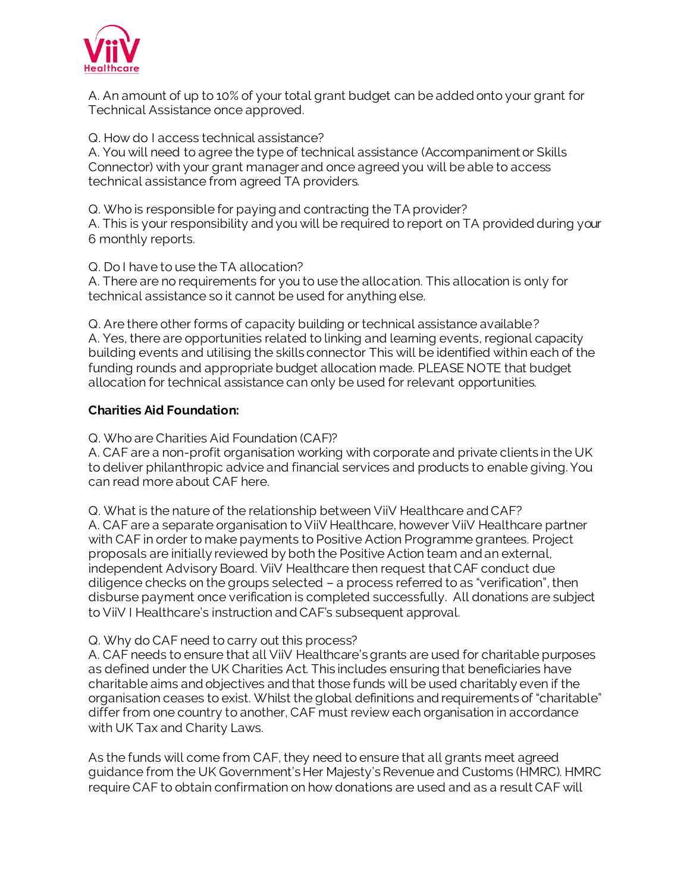A. An amount of up to 10% of your total grant budget can be added onto your grant for Technical Assistance once approved.

Q. How do I access technical assistance?
A. You will need to agree the type of technical assistance (Accompaniment or Skills Connector) with your grant manager and once agreed you will be able to access technical assistance from agreed TA providers.

Q. Who is responsible for paying and contracting the TA provider?
A. This is your responsibility and you will be required to report on TA provided during your 6 monthly reports.

Q. Do I have to use the TA allocation?
A. There are no requirements for you to use the allocation. This allocation is only for technical assistance so it cannot be used for anything else.

Q. Are there other forms of capacity building or technical assistance available?
A. Yes, there are opportunities related to linking and learning events, regional capacity building events and utilising the skills connector This will be identified within each of the funding rounds and appropriate budget allocation made. PLEASE NOTE that budget allocation for technical assistance can only be used for relevant opportunities.

**Charities Aid Foundation:**

Q. Who are Charities Aid Foundation (CAF)?
A. CAF are a non-profit organisation working with corporate and private clients in the UK to deliver philanthropic advice and financial services and products to enable giving. You can read more about CAF here.

Q. What is the nature of the relationship between ViiV Healthcare and CAF?
A. CAF are a separate organisation to ViiV Healthcare, however ViiV Healthcare partner with CAF in order to make payments to Positive Action Programme grantees. Project proposals are initially reviewed by both the Positive Action team and an external, independent Advisory Board. ViiV Healthcare then request that CAF conduct due diligence checks on the groups selected – a process referred to as "verification", then disburse payment once verification is completed successfully. All donations are subject to ViiV I Healthcare's instruction and CAF's subsequent approval.

Q. Why do CAF need to carry out this process?
A. CAF needs to ensure that all ViiV Healthcare's grants are used for charitable purposes as defined under the UK Charities Act. This includes ensuring that beneficiaries have charitable aims and objectives and that those funds will be used charitably even if the organisation ceases to exist. Whilst the global definitions and requirements of "charitable" differ from one country to another, CAF must review each organisation in accordance with UK Tax and Charity Laws.

As the funds will come from CAF, they need to ensure that all grants meet agreed guidance from the UK Government's Her Majesty's Revenue and Customs (HMRC). HMRC require CAF to obtain confirmation on how donations are used and as a result CAF will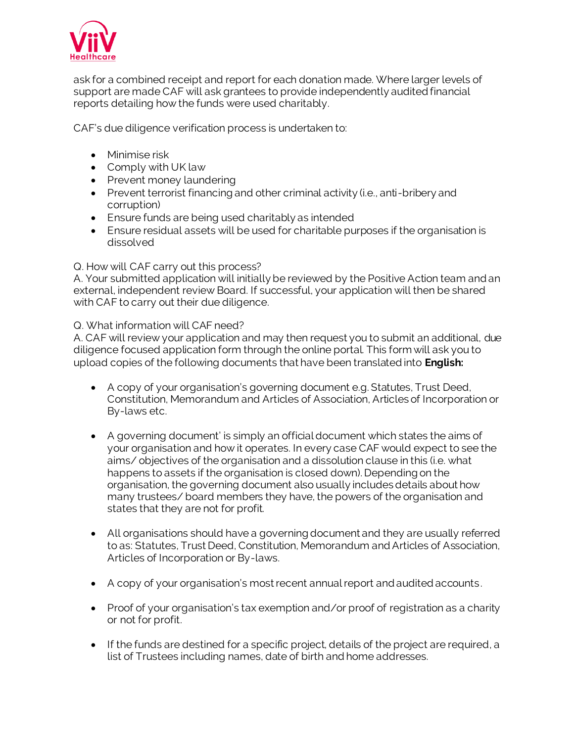ask for a combined receipt and report for each donation made. Where larger levels of support are made CAF will ask grantees to provide independently audited financial reports detailing how the funds were used charitably.

CAF's due diligence verification process is undertaken to:

- Minimise risk
- Comply with UK law
- Prevent money laundering
- Prevent terrorist financing and other criminal activity (i.e., anti-bribery and corruption)
- Ensure funds are being used charitably as intended
- Ensure residual assets will be used for charitable purposes if the organisation is dissolved

Q. How will CAF carry out this process?
A. Your submitted application will initially be reviewed by the Positive Action team and an external, independent review Board. If successful, your application will then be shared with CAF to carry out their due diligence.

Q. What information will CAF need?
A. CAF will review your application and may then request you to submit an additional, due diligence focused application form through the online portal. This form will ask you to upload copies of the following documents that have been translated into **English:**

- A copy of your organisation's governing document e.g. Statutes, Trust Deed, Constitution, Memorandum and Articles of Association, Articles of Incorporation or By-laws etc.

- A governing document' is simply an official document which states the aims of your organisation and how it operates. In every case CAF would expect to see the aims/ objectives of the organisation and a dissolution clause in this (i.e. what happens to assets if the organisation is closed down). Depending on the organisation, the governing document also usually includes details about how many trustees/ board members they have, the powers of the organisation and states that they are not for profit.

- All organisations should have a governing document and they are usually referred to as: Statutes, Trust Deed, Constitution, Memorandum and Articles of Association, Articles of Incorporation or By-laws.

- A copy of your organisation's most recent annual report and audited accounts.

- Proof of your organisation's tax exemption and/or proof of registration as a charity or not for profit.

- If the funds are destined for a specific project, details of the project are required, a list of Trustees including names, date of birth and home addresses.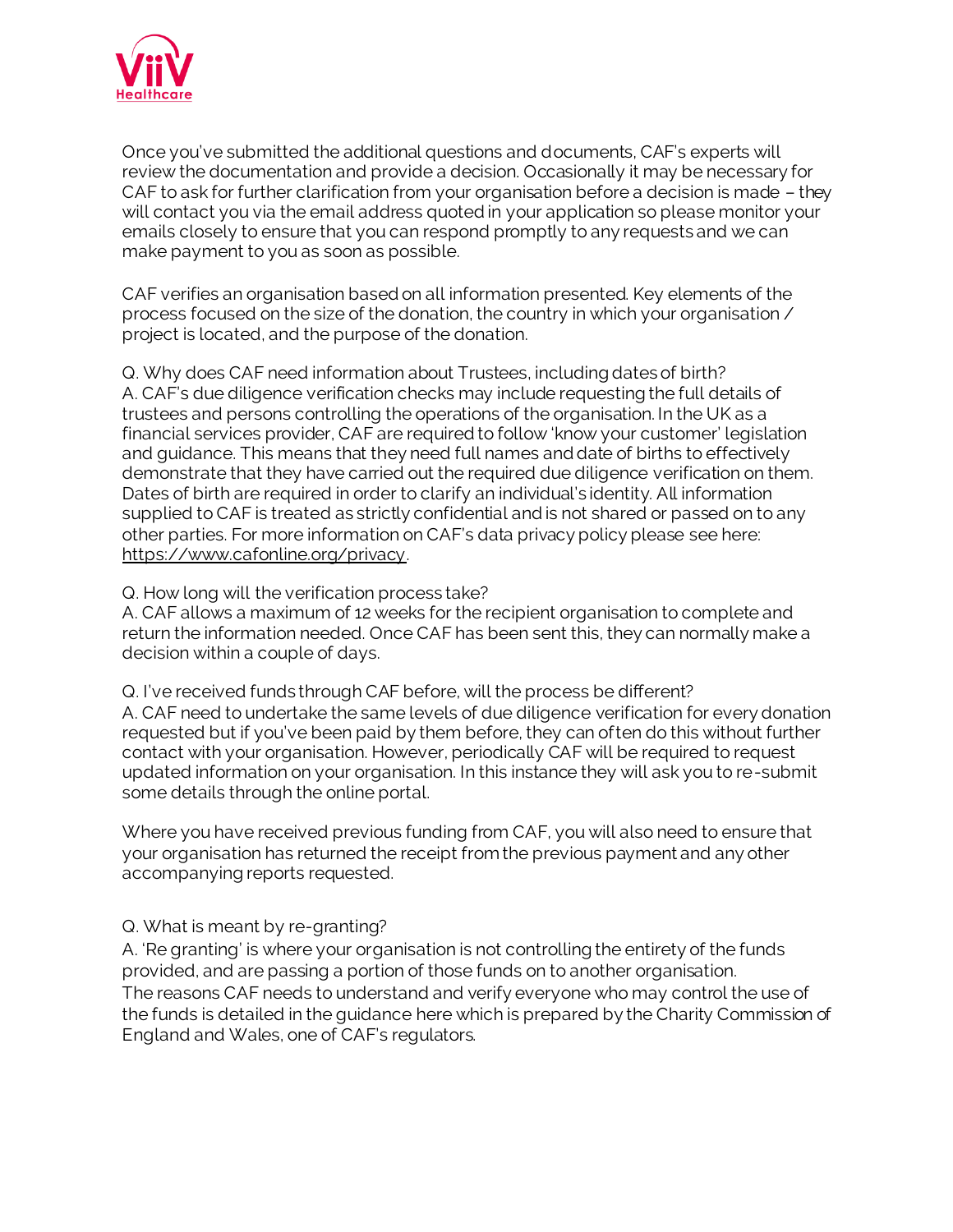Once you've submitted the additional questions and documents, CAF's experts will review the documentation and provide a decision. Occasionally it may be necessary for CAF to ask for further clarification from your organisation before a decision is made – they will contact you via the email address quoted in your application so please monitor your emails closely to ensure that you can respond promptly to any requests and we can make payment to you as soon as possible.

CAF verifies an organisation based on all information presented. Key elements of the process focused on the size of the donation, the country in which your organisation / project is located, and the purpose of the donation.

Q. Why does CAF need information about Trustees, including dates of birth?
A. CAF's due diligence verification checks may include requesting the full details of trustees and persons controlling the operations of the organisation. In the UK as a financial services provider, CAF are required to follow 'know your customer' legislation and guidance. This means that they need full names and date of births to effectively demonstrate that they have carried out the required due diligence verification on them. Dates of birth are required in order to clarify an individual's identity. All information supplied to CAF is treated as strictly confidential and is not shared or passed on to any other parties. For more information on CAF's data privacy policy please see here: https://www.cafonline.org/privacy.

Q. How long will the verification process take?
A. CAF allows a maximum of 12 weeks for the recipient organisation to complete and return the information needed. Once CAF has been sent this, they can normally make a decision within a couple of days.

Q. I've received funds through CAF before, will the process be different?
A. CAF need to undertake the same levels of due diligence verification for every donation requested but if you've been paid by them before, they can often do this without further contact with your organisation. However, periodically CAF will be required to request updated information on your organisation. In this instance they will ask you to re-submit some details through the online portal.

Where you have received previous funding from CAF, you will also need to ensure that your organisation has returned the receipt from the previous payment and any other accompanying reports requested.

Q. What is meant by re-granting?
A. 'Re granting' is where your organisation is not controlling the entirety of the funds provided, and are passing a portion of those funds on to another organisation.
The reasons CAF needs to understand and verify everyone who may control the use of the funds is detailed in the guidance here which is prepared by the Charity Commission of England and Wales, one of CAF's regulators.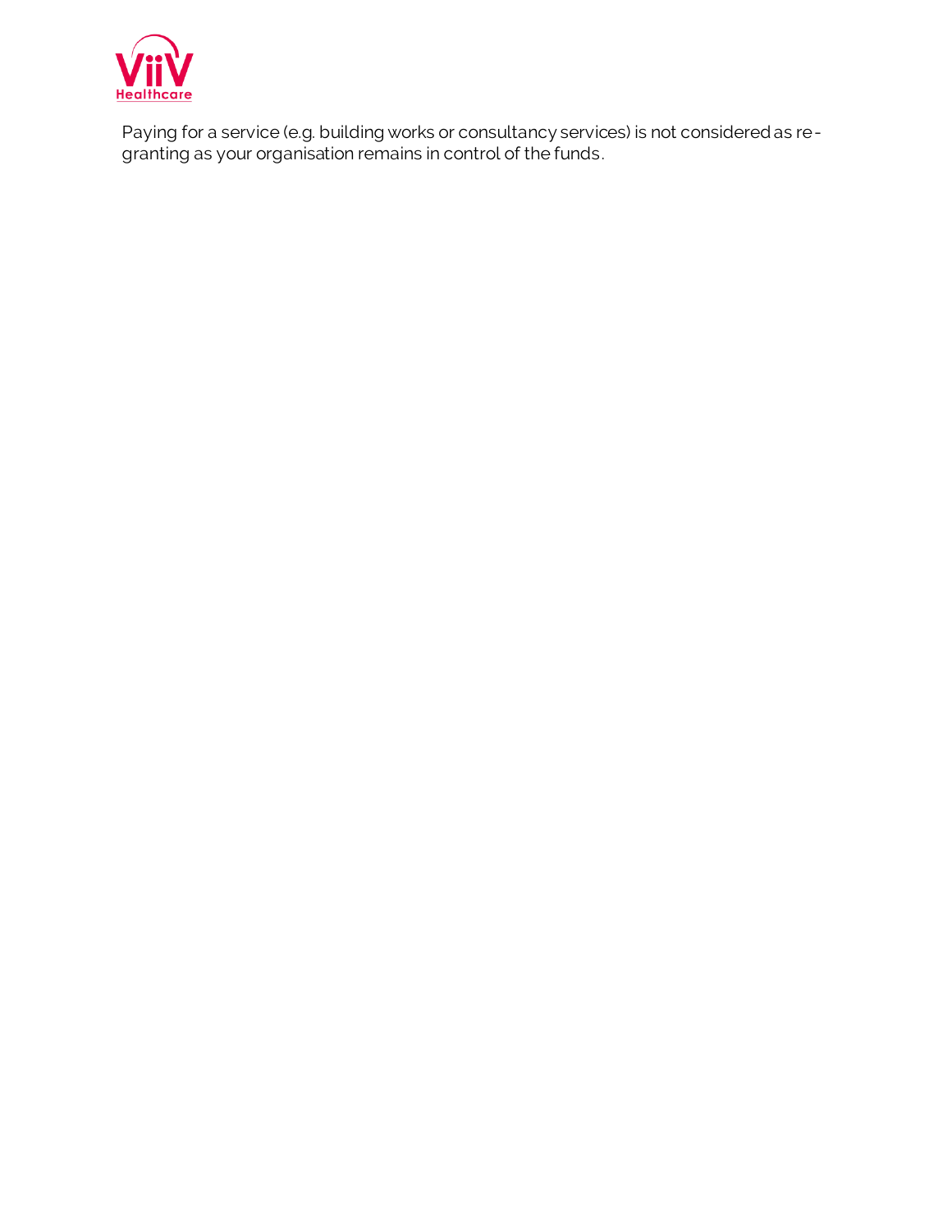Paying for a service (e.g. building works or consultancy services) is not considered as re-granting as your organisation remains in control of the funds.